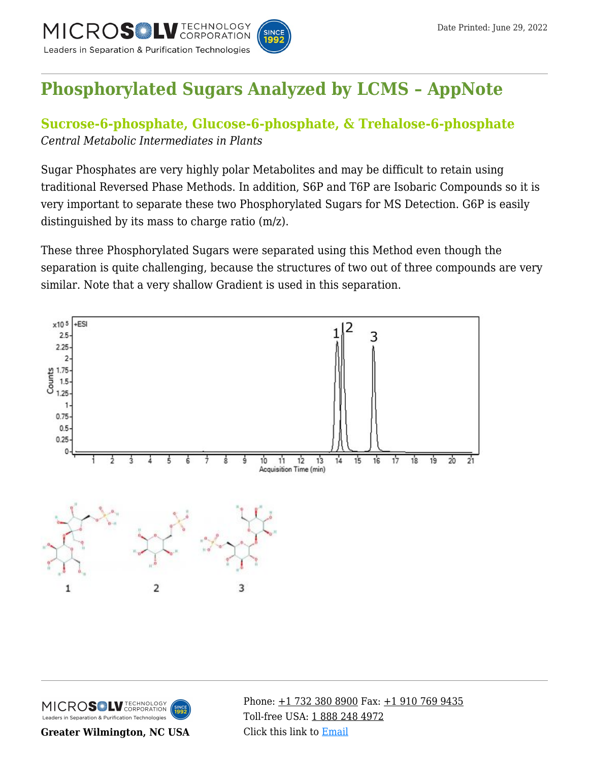# Phosphorylated Sugars Analyzed by LCMS – AppNote

## Sucrose-6-phosphate, Glucose-6-phosphate, & Trehalose-6-phosphate

*Central Metabolic Intermediates in Plants*

Sugar Phosphates are very highly polar Metabolites and may be difficult to retain using traditional Reversed Phase Methods. In addition, S6P and T6P are Isobaric Compounds so it is very important to separate these two Phosphorylated Sugars for MS Detection. G6P is easily distinguished by its mass to charge ratio (m/z).

These three Phosphorylated Sugars were separated using this Method even though the separation is quite challenging, because the structures of two out of three compounds are very similar. Note that a very shallow Gradient is used in this separation.

1 2 3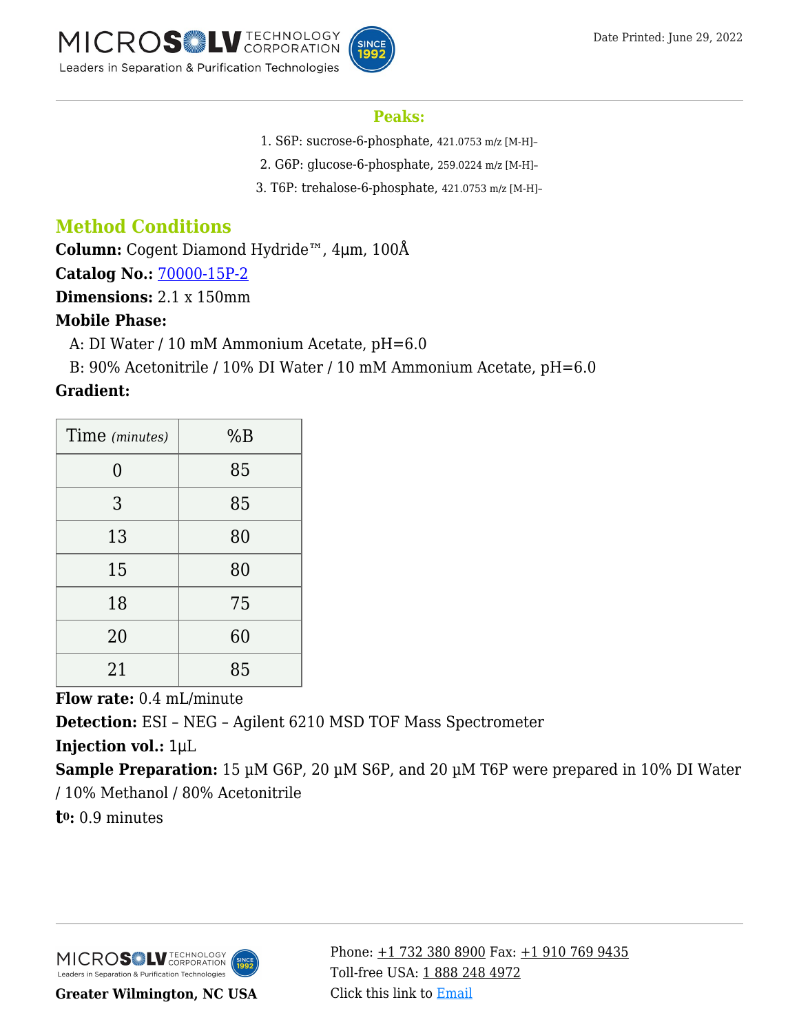## Peaks:

1. S6P: sucrose-6-phosphate, 421.0753 m/z [M-H]–
2. G6P: glucose-6-phosphate, 259.0224 m/z [M-H]–
3. T6P: trehalose-6-phosphate, 421.0753 m/z [M-H]–

## Method Conditions

**Column:** Cogent Diamond Hydride™, 4µm, 100Å

**Catalog No.:** 70000-15P-2

**Dimensions:** 2.1 x 150mm

**Mobile Phase:**

A: DI Water / 10 mM Ammonium Acetate, pH=6.0

B: 90% Acetonitrile / 10% DI Water / 10 mM Ammonium Acetate, pH=6.0

**Gradient:**

| Time *(minutes)* | %B |
|---|---|
| 0 | 85 |
| 3 | 85 |
| 13 | 80 |
| 15 | 80 |
| 18 | 75 |
| 20 | 60 |
| 21 | 85 |

**Flow rate:** 0.4 mL/minute

**Detection:** ESI – NEG – Agilent 6210 MSD TOF Mass Spectrometer

**Injection vol.:** 1µL

**Sample Preparation:** 15 µM G6P, 20 µM S6P, and 20 µM T6P were prepared in 10% DI Water / 10% Methanol / 80% Acetonitrile

**$t_0$:** 0.9 minutes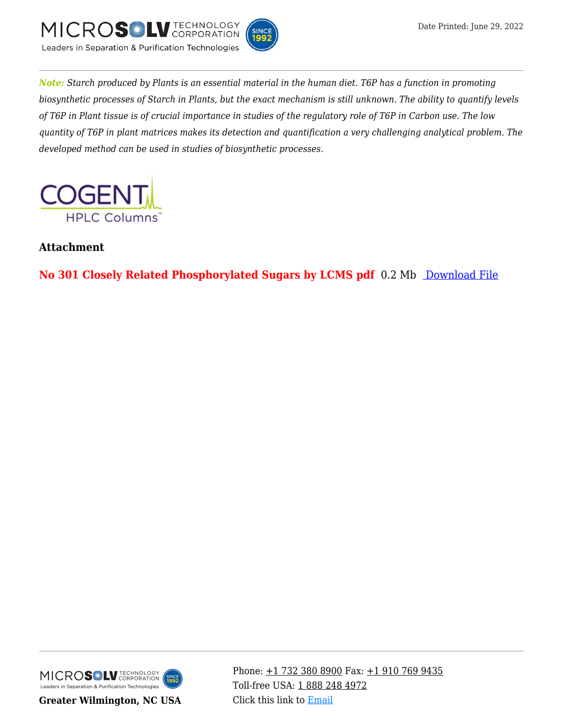***Note:*** *Starch produced by Plants is an essential material in the human diet. T6P has a function in promoting biosynthetic processes of Starch in Plants, but the exact mechanism is still unknown. The ability to quantify levels of T6P in Plant tissue is of crucial importance in studies of the regulatory role of T6P in Carbon use. The low quantity of T6P in plant matrices makes its detection and quantification a very challenging analytical problem. The developed method can be used in studies of biosynthetic processes.*

### Attachment

**No 301 Closely Related Phosphorylated Sugars by LCMS pdf** 0.2 Mb Download File

**Greater Wilmington, NC USA**

Phone: +1 732 380 8900 Fax: +1 910 769 9435
Toll-free USA: 1 888 248 4972
Click this link to Email